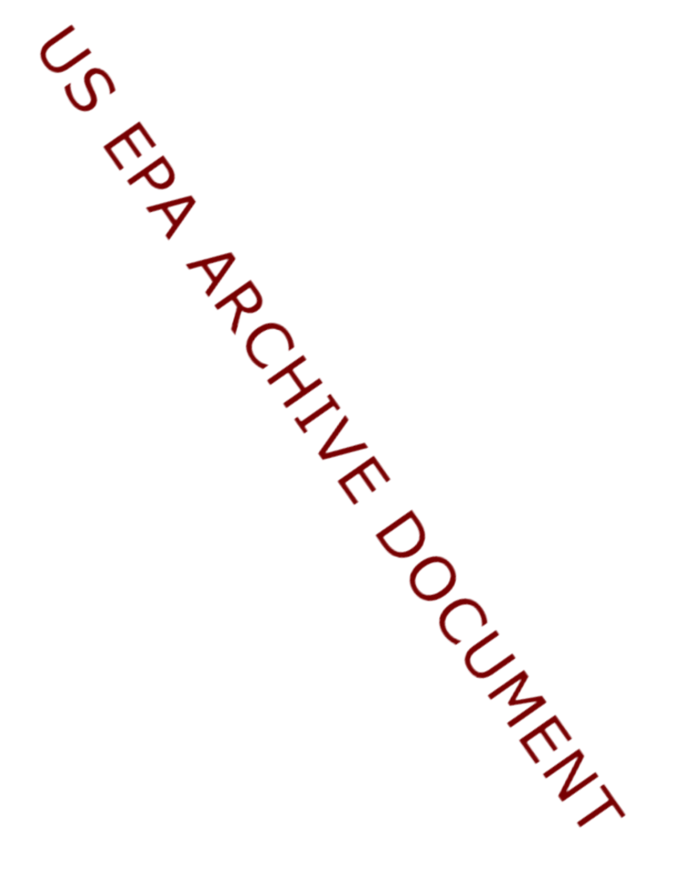US EPA ARCHIVE DOCUMENT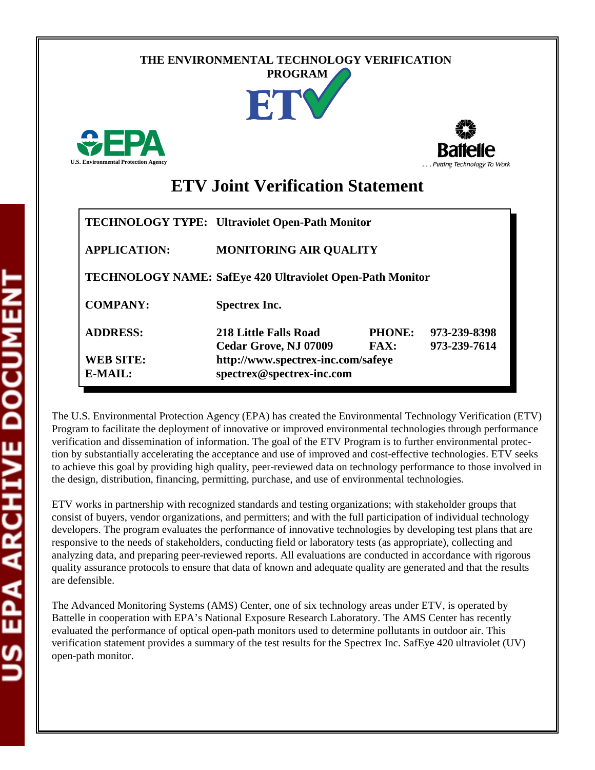THE ENVIRONMENTAL TECHNOLOGY VERIFICATION PROGRAM

ETV

U.S. Environmental Protection Agency

Battelle

. . . Putting Technology To Work

# ETV Joint Verification Statement

| | | | |
|---|---|---|---|
| **TECHNOLOGY TYPE:** | **Ultraviolet Open-Path Monitor** | | |
| **APPLICATION:** | **MONITORING AIR QUALITY** | | |
| **TECHNOLOGY NAME:** | **SafEye 420 Ultraviolet Open-Path Monitor** | | |
| **COMPANY:** | **Spectrex Inc.** | | |
| **ADDRESS:** | **218 Little Falls Road**<br>**Cedar Grove, NJ 07009** | **PHONE:**<br>**FAX:** | **973-239-8398**<br>**973-239-7614** |
| **WEB SITE:** | **http://www.spectrex-inc.com/safeye** | | |
| **E-MAIL:** | **spectrex@spectrex-inc.com** | | |

The U.S. Environmental Protection Agency (EPA) has created the Environmental Technology Verification (ETV) Program to facilitate the deployment of innovative or improved environmental technologies through performance verification and dissemination of information. The goal of the ETV Program is to further environmental protection by substantially accelerating the acceptance and use of improved and cost-effective technologies. ETV seeks to achieve this goal by providing high quality, peer-reviewed data on technology performance to those involved in the design, distribution, financing, permitting, purchase, and use of environmental technologies.

ETV works in partnership with recognized standards and testing organizations; with stakeholder groups that consist of buyers, vendor organizations, and permitters; and with the full participation of individual technology developers. The program evaluates the performance of innovative technologies by developing test plans that are responsive to the needs of stakeholders, conducting field or laboratory tests (as appropriate), collecting and analyzing data, and preparing peer-reviewed reports. All evaluations are conducted in accordance with rigorous quality assurance protocols to ensure that data of known and adequate quality are generated and that the results are defensible.

The Advanced Monitoring Systems (AMS) Center, one of six technology areas under ETV, is operated by Battelle in cooperation with EPA's National Exposure Research Laboratory. The AMS Center has recently evaluated the performance of optical open-path monitors used to determine pollutants in outdoor air. This verification statement provides a summary of the test results for the Spectrex Inc. SafEye 420 ultraviolet (UV) open-path monitor.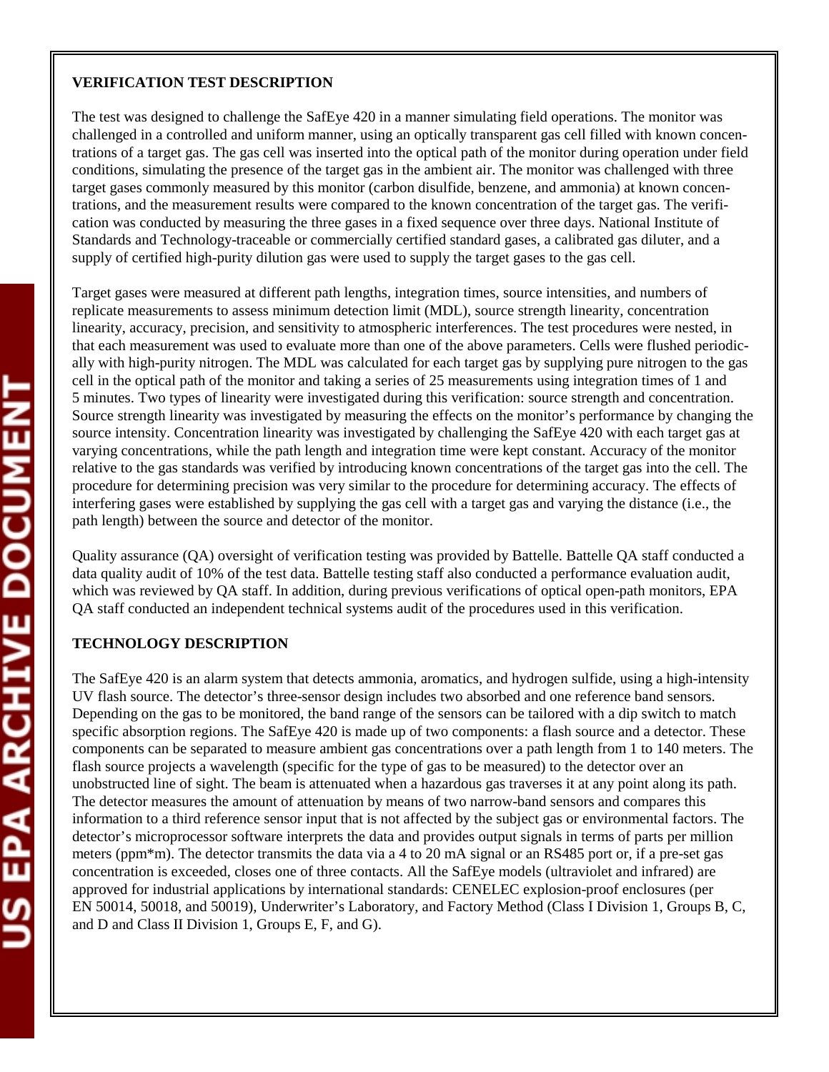**VERIFICATION TEST DESCRIPTION**

The test was designed to challenge the SafEye 420 in a manner simulating field operations. The monitor was challenged in a controlled and uniform manner, using an optically transparent gas cell filled with known concentrations of a target gas. The gas cell was inserted into the optical path of the monitor during operation under field conditions, simulating the presence of the target gas in the ambient air. The monitor was challenged with three target gases commonly measured by this monitor (carbon disulfide, benzene, and ammonia) at known concentrations, and the measurement results were compared to the known concentration of the target gas. The verification was conducted by measuring the three gases in a fixed sequence over three days. National Institute of Standards and Technology-traceable or commercially certified standard gases, a calibrated gas diluter, and a supply of certified high-purity dilution gas were used to supply the target gases to the gas cell.

Target gases were measured at different path lengths, integration times, source intensities, and numbers of replicate measurements to assess minimum detection limit (MDL), source strength linearity, concentration linearity, accuracy, precision, and sensitivity to atmospheric interferences. The test procedures were nested, in that each measurement was used to evaluate more than one of the above parameters. Cells were flushed periodically with high-purity nitrogen. The MDL was calculated for each target gas by supplying pure nitrogen to the gas cell in the optical path of the monitor and taking a series of 25 measurements using integration times of 1 and 5 minutes. Two types of linearity were investigated during this verification: source strength and concentration. Source strength linearity was investigated by measuring the effects on the monitor's performance by changing the source intensity. Concentration linearity was investigated by challenging the SafEye 420 with each target gas at varying concentrations, while the path length and integration time were kept constant. Accuracy of the monitor relative to the gas standards was verified by introducing known concentrations of the target gas into the cell. The procedure for determining precision was very similar to the procedure for determining accuracy. The effects of interfering gases were established by supplying the gas cell with a target gas and varying the distance (i.e., the path length) between the source and detector of the monitor.

Quality assurance (QA) oversight of verification testing was provided by Battelle. Battelle QA staff conducted a data quality audit of 10% of the test data. Battelle testing staff also conducted a performance evaluation audit, which was reviewed by QA staff. In addition, during previous verifications of optical open-path monitors, EPA QA staff conducted an independent technical systems audit of the procedures used in this verification.

**TECHNOLOGY DESCRIPTION**

The SafEye 420 is an alarm system that detects ammonia, aromatics, and hydrogen sulfide, using a high-intensity UV flash source. The detector's three-sensor design includes two absorbed and one reference band sensors. Depending on the gas to be monitored, the band range of the sensors can be tailored with a dip switch to match specific absorption regions. The SafEye 420 is made up of two components: a flash source and a detector. These components can be separated to measure ambient gas concentrations over a path length from 1 to 140 meters. The flash source projects a wavelength (specific for the type of gas to be measured) to the detector over an unobstructed line of sight. The beam is attenuated when a hazardous gas traverses it at any point along its path. The detector measures the amount of attenuation by means of two narrow-band sensors and compares this information to a third reference sensor input that is not affected by the subject gas or environmental factors. The detector's microprocessor software interprets the data and provides output signals in terms of parts per million meters (ppm*m). The detector transmits the data via a 4 to 20 mA signal or an RS485 port or, if a pre-set gas concentration is exceeded, closes one of three contacts. All the SafEye models (ultraviolet and infrared) are approved for industrial applications by international standards: CENELEC explosion-proof enclosures (per EN 50014, 50018, and 50019), Underwriter's Laboratory, and Factory Method (Class I Division 1, Groups B, C, and D and Class II Division 1, Groups E, F, and G).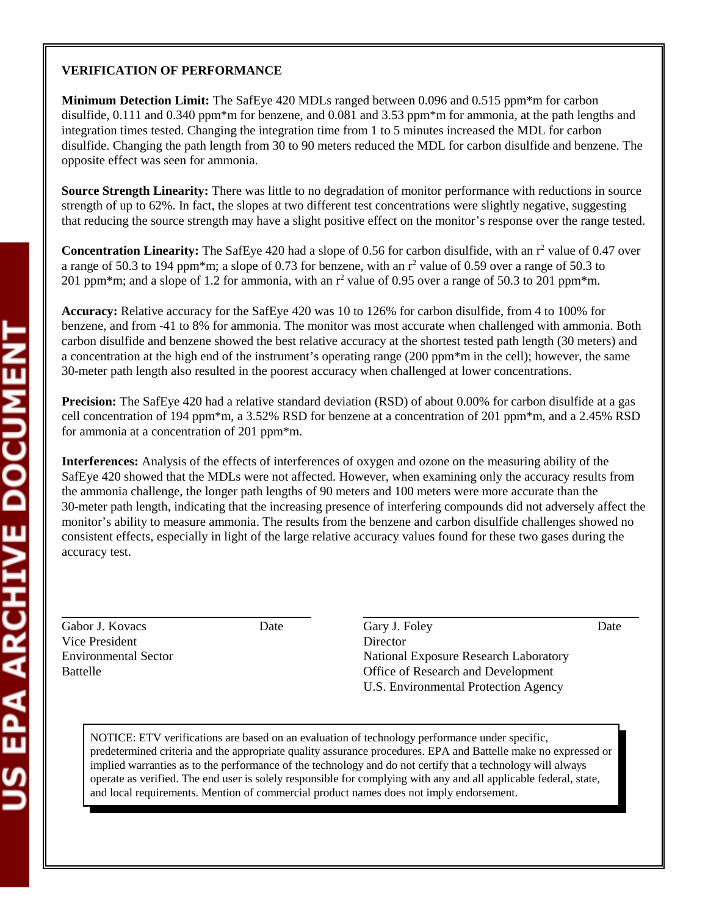**VERIFICATION OF PERFORMANCE**

**Minimum Detection Limit:** The SafEye 420 MDLs ranged between 0.096 and 0.515 ppm*m for carbon disulfide, 0.111 and 0.340 ppm*m for benzene, and 0.081 and 3.53 ppm*m for ammonia, at the path lengths and integration times tested. Changing the integration time from 1 to 5 minutes increased the MDL for carbon disulfide. Changing the path length from 30 to 90 meters reduced the MDL for carbon disulfide and benzene. The opposite effect was seen for ammonia.

**Source Strength Linearity:** There was little to no degradation of monitor performance with reductions in source strength of up to 62%. In fact, the slopes at two different test concentrations were slightly negative, suggesting that reducing the source strength may have a slight positive effect on the monitor's response over the range tested.

**Concentration Linearity:** The SafEye 420 had a slope of 0.56 for carbon disulfide, with an $r^2$ value of 0.47 over a range of 50.3 to 194 ppm*m; a slope of 0.73 for benzene, with an $r^2$ value of 0.59 over a range of 50.3 to 201 ppm*m; and a slope of 1.2 for ammonia, with an $r^2$ value of 0.95 over a range of 50.3 to 201 ppm*m.

**Accuracy:** Relative accuracy for the SafEye 420 was 10 to 126% for carbon disulfide, from 4 to 100% for benzene, and from -41 to 8% for ammonia. The monitor was most accurate when challenged with ammonia. Both carbon disulfide and benzene showed the best relative accuracy at the shortest tested path length (30 meters) and a concentration at the high end of the instrument's operating range (200 ppm*m in the cell); however, the same 30-meter path length also resulted in the poorest accuracy when challenged at lower concentrations.

**Precision:** The SafEye 420 had a relative standard deviation (RSD) of about 0.00% for carbon disulfide at a gas cell concentration of 194 ppm*m, a 3.52% RSD for benzene at a concentration of 201 ppm*m, and a 2.45% RSD for ammonia at a concentration of 201 ppm*m.

**Interferences:** Analysis of the effects of interferences of oxygen and ozone on the measuring ability of the SafEye 420 showed that the MDLs were not affected. However, when examining only the accuracy results from the ammonia challenge, the longer path lengths of 90 meters and 100 meters were more accurate than the 30-meter path length, indicating that the increasing presence of interfering compounds did not adversely affect the monitor's ability to measure ammonia. The results from the benzene and carbon disulfide challenges showed no consistent effects, especially in light of the large relative accuracy values found for these two gases during the accuracy test.

Gabor J. Kovacs — Date
Vice President
Environmental Sector
Battelle

Gary J. Foley — Date
Director
National Exposure Research Laboratory
Office of Research and Development
U.S. Environmental Protection Agency

NOTICE: ETV verifications are based on an evaluation of technology performance under specific, predetermined criteria and the appropriate quality assurance procedures. EPA and Battelle make no expressed or implied warranties as to the performance of the technology and do not certify that a technology will always operate as verified. The end user is solely responsible for complying with any and all applicable federal, state, and local requirements. Mention of commercial product names does not imply endorsement.